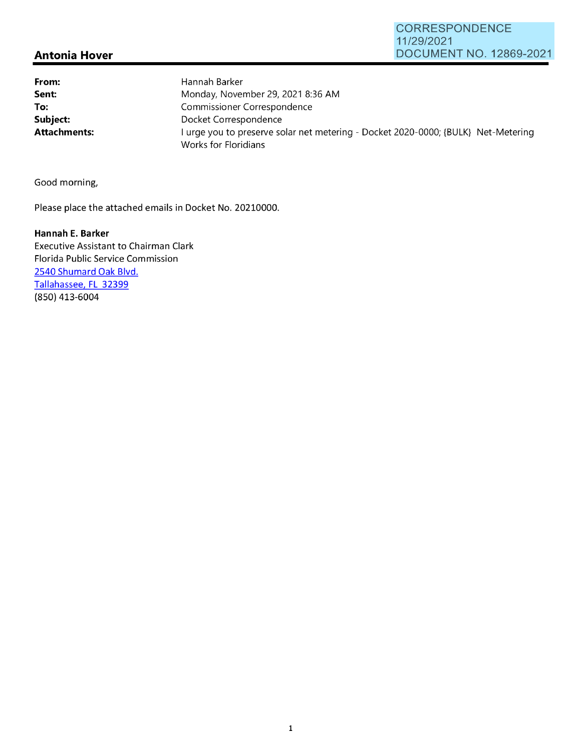CORRESPONDENCE
11/29/2021
DOCUMENT NO. 12869-2021

## Antonia Hover

| | |
|---|---|
| **From:** | Hannah Barker |
| **Sent:** | Monday, November 29, 2021 8:36 AM |
| **To:** | Commissioner Correspondence |
| **Subject:** | Docket Correspondence |
| **Attachments:** | I urge you to preserve solar net metering - Docket 2020-0000; {BULK} Net-Metering Works for Floridians |

Good morning,

Please place the attached emails in Docket No. 20210000.

**Hannah E. Barker**
Executive Assistant to Chairman Clark
Florida Public Service Commission
2540 Shumard Oak Blvd.
Tallahassee, FL 32399
(850) 413-6004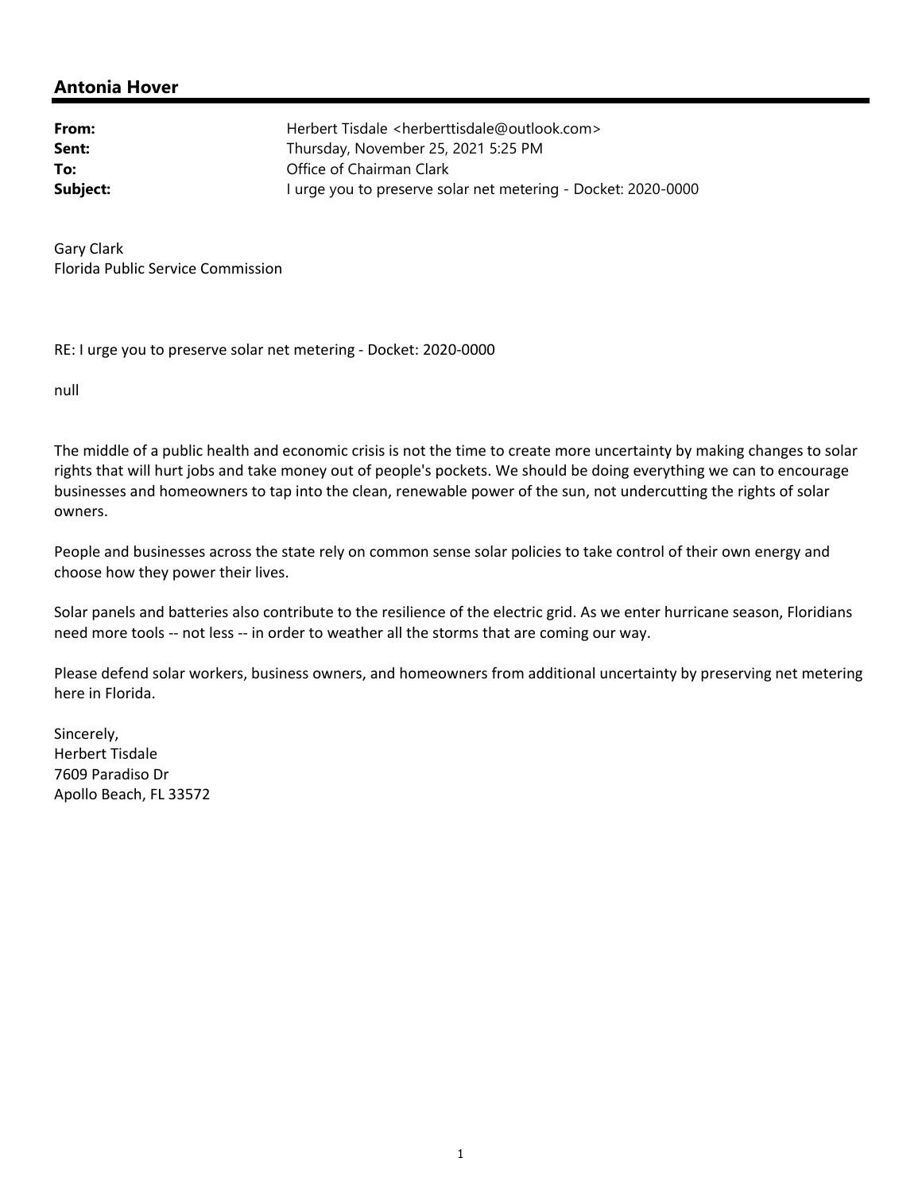## Antonia Hover

| | |
|---|---|
| **From:** | Herbert Tisdale <herberttisdale@outlook.com> |
| **Sent:** | Thursday, November 25, 2021 5:25 PM |
| **To:** | Office of Chairman Clark |
| **Subject:** | I urge you to preserve solar net metering - Docket: 2020-0000 |

Gary Clark
Florida Public Service Commission

RE: I urge you to preserve solar net metering - Docket: 2020-0000

null

The middle of a public health and economic crisis is not the time to create more uncertainty by making changes to solar rights that will hurt jobs and take money out of people's pockets. We should be doing everything we can to encourage businesses and homeowners to tap into the clean, renewable power of the sun, not undercutting the rights of solar owners.

People and businesses across the state rely on common sense solar policies to take control of their own energy and choose how they power their lives.

Solar panels and batteries also contribute to the resilience of the electric grid. As we enter hurricane season, Floridians need more tools -- not less -- in order to weather all the storms that are coming our way.

Please defend solar workers, business owners, and homeowners from additional uncertainty by preserving net metering here in Florida.

Sincerely,
Herbert Tisdale
7609 Paradiso Dr
Apollo Beach, FL 33572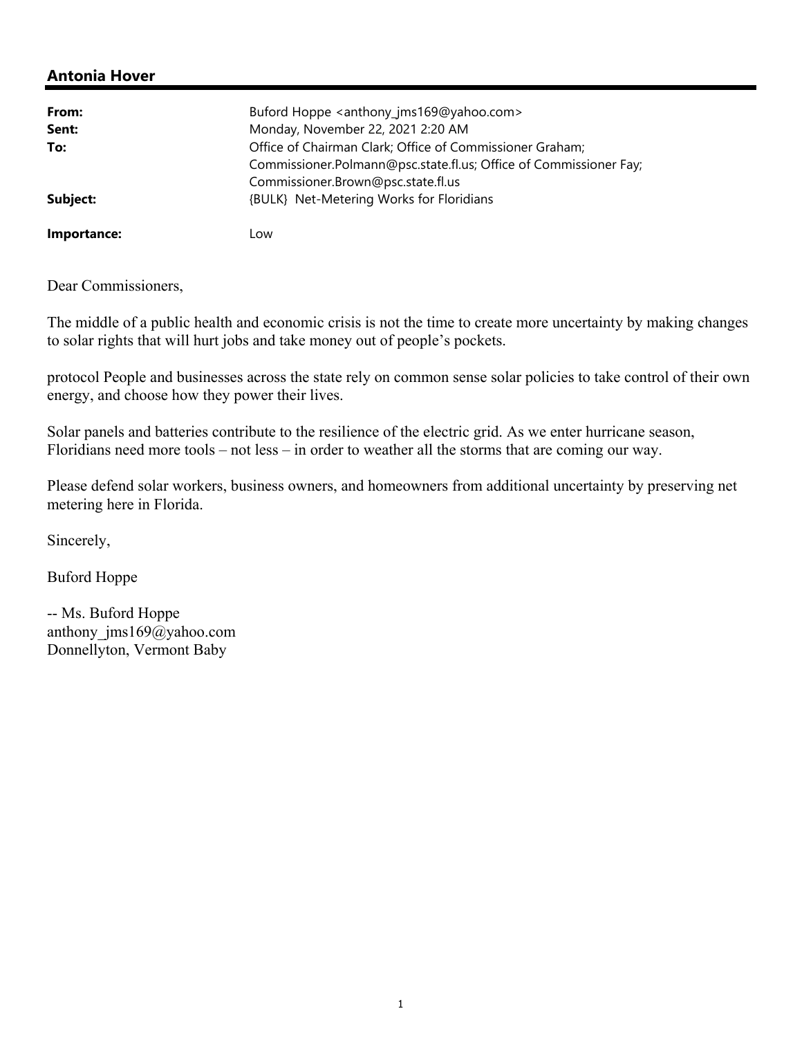## Antonia Hover

| | |
|---|---|
| **From:** | Buford Hoppe <anthony_jms169@yahoo.com> |
| **Sent:** | Monday, November 22, 2021 2:20 AM |
| **To:** | Office of Chairman Clark; Office of Commissioner Graham; Commissioner.Polmann@psc.state.fl.us; Office of Commissioner Fay; Commissioner.Brown@psc.state.fl.us |
| **Subject:** | {BULK} Net-Metering Works for Floridians |
| **Importance:** | Low |

Dear Commissioners,

The middle of a public health and economic crisis is not the time to create more uncertainty by making changes to solar rights that will hurt jobs and take money out of people's pockets.

protocol People and businesses across the state rely on common sense solar policies to take control of their own energy, and choose how they power their lives.

Solar panels and batteries contribute to the resilience of the electric grid. As we enter hurricane season, Floridians need more tools – not less – in order to weather all the storms that are coming our way.

Please defend solar workers, business owners, and homeowners from additional uncertainty by preserving net metering here in Florida.

Sincerely,

Buford Hoppe

-- Ms. Buford Hoppe
anthony_jms169@yahoo.com
Donnellyton, Vermont Baby